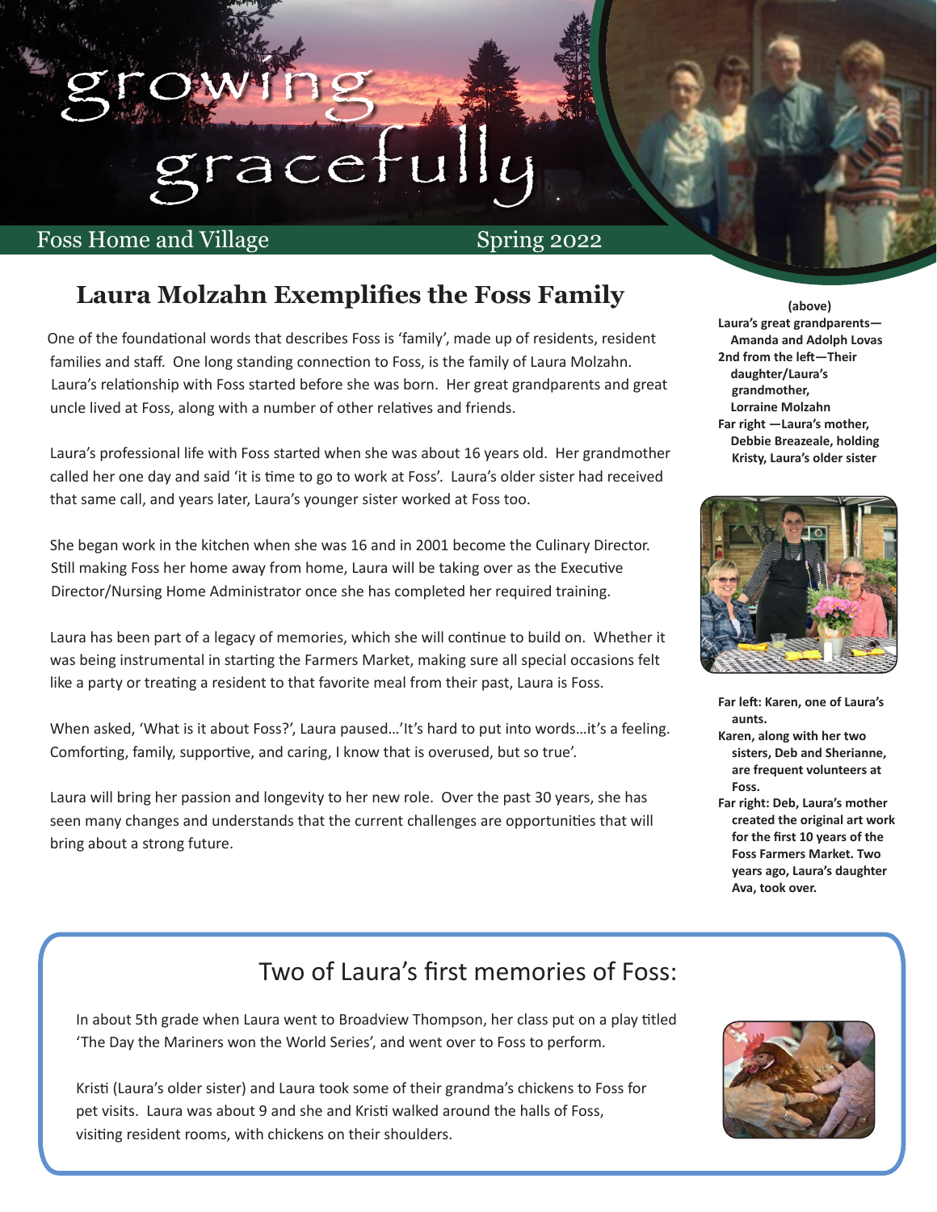# growing gracefully

Foss Home and Village — Spring 2022

## Laura Molzahn Exemplifies the Foss Family

One of the foundational words that describes Foss is 'family', made up of residents, resident families and staff. One long standing connection to Foss, is the family of Laura Molzahn. Laura's relationship with Foss started before she was born. Her great grandparents and great uncle lived at Foss, along with a number of other relatives and friends.

Laura's professional life with Foss started when she was about 16 years old. Her grandmother called her one day and said 'it is time to go to work at Foss'. Laura's older sister had received that same call, and years later, Laura's younger sister worked at Foss too.

She began work in the kitchen when she was 16 and in 2001 become the Culinary Director. Still making Foss her home away from home, Laura will be taking over as the Executive Director/Nursing Home Administrator once she has completed her required training.

Laura has been part of a legacy of memories, which she will continue to build on. Whether it was being instrumental in starting the Farmers Market, making sure all special occasions felt like a party or treating a resident to that favorite meal from their past, Laura is Foss.

When asked, 'What is it about Foss?', Laura paused…'It's hard to put into words…it's a feeling. Comforting, family, supportive, and caring, I know that is overused, but so true'.

Laura will bring her passion and longevity to her new role. Over the past 30 years, she has seen many changes and understands that the current challenges are opportunities that will bring about a strong future.

**(above)**
**Laura's great grandparents—Amanda and Adolph Lovas**
**2nd from the left—Their daughter/Laura's grandmother, Lorraine Molzahn**
**Far right —Laura's mother, Debbie Breazeale, holding Kristy, Laura's older sister**

**Far left: Karen, one of Laura's aunts.**
**Karen, along with her two sisters, Deb and Sherianne, are frequent volunteers at Foss.**
**Far right: Deb, Laura's mother created the original art work for the first 10 years of the Foss Farmers Market. Two years ago, Laura's daughter Ava, took over.**

## Two of Laura's first memories of Foss:

In about 5th grade when Laura went to Broadview Thompson, her class put on a play titled 'The Day the Mariners won the World Series', and went over to Foss to perform.

Kristi (Laura's older sister) and Laura took some of their grandma's chickens to Foss for pet visits. Laura was about 9 and she and Kristi walked around the halls of Foss, visiting resident rooms, with chickens on their shoulders.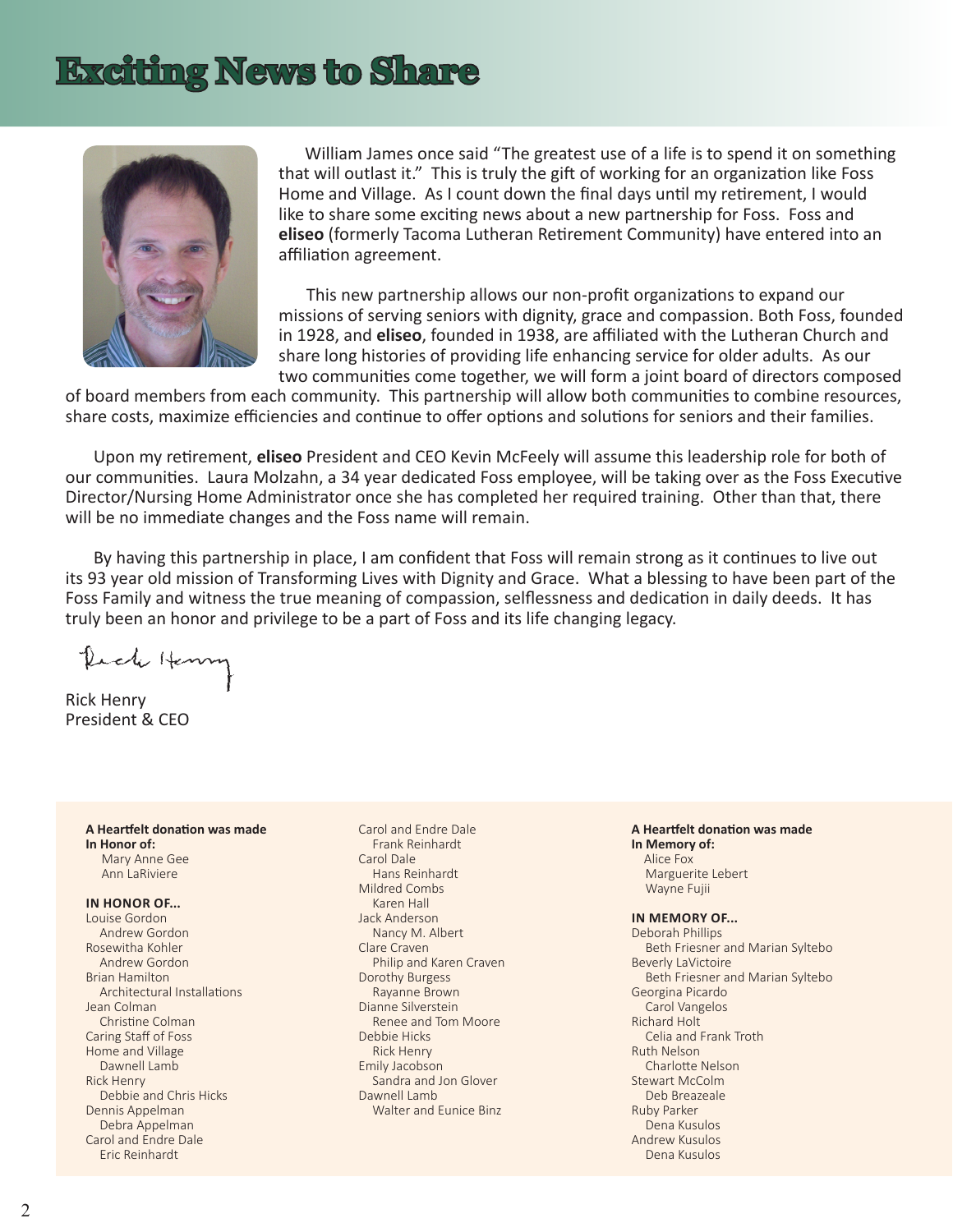# Exciting News to Share

William James once said "The greatest use of a life is to spend it on something that will outlast it." This is truly the gift of working for an organization like Foss Home and Village. As I count down the final days until my retirement, I would like to share some exciting news about a new partnership for Foss. Foss and **eliseo** (formerly Tacoma Lutheran Retirement Community) have entered into an affiliation agreement.

This new partnership allows our non-profit organizations to expand our missions of serving seniors with dignity, grace and compassion. Both Foss, founded in 1928, and **eliseo**, founded in 1938, are affiliated with the Lutheran Church and share long histories of providing life enhancing service for older adults. As our two communities come together, we will form a joint board of directors composed of board members from each community. This partnership will allow both communities to combine resources, share costs, maximize efficiencies and continue to offer options and solutions for seniors and their families.

Upon my retirement, **eliseo** President and CEO Kevin McFeely will assume this leadership role for both of our communities. Laura Molzahn, a 34 year dedicated Foss employee, will be taking over as the Foss Executive Director/Nursing Home Administrator once she has completed her required training. Other than that, there will be no immediate changes and the Foss name will remain.

By having this partnership in place, I am confident that Foss will remain strong as it continues to live out its 93 year old mission of Transforming Lives with Dignity and Grace. What a blessing to have been part of the Foss Family and witness the true meaning of compassion, selflessness and dedication in daily deeds. It has truly been an honor and privilege to be a part of Foss and its life changing legacy.

Rick Henry
President & CEO

**A Heartfelt donation was made In Honor of:**
Mary Anne Gee
Ann LaRiviere

**IN HONOR OF...**

Louise Gordon
- Andrew Gordon

Rosewitha Kohler
- Andrew Gordon

Brian Hamilton
- Architectural Installations

Jean Colman
- Christine Colman

Caring Staff of Foss Home and Village
- Dawnell Lamb

Rick Henry
- Debbie and Chris Hicks

Dennis Appelman
- Debra Appelman

Carol and Endre Dale
- Eric Reinhardt

Carol and Endre Dale
- Frank Reinhardt

Carol Dale
- Hans Reinhardt

Mildred Combs
- Karen Hall

Jack Anderson
- Nancy M. Albert

Clare Craven
- Philip and Karen Craven

Dorothy Burgess
- Rayanne Brown

Dianne Silverstein
- Renee and Tom Moore

Debbie Hicks
- Rick Henry

Emily Jacobson
- Sandra and Jon Glover

Dawnell Lamb
- Walter and Eunice Binz

**A Heartfelt donation was made In Memory of:**
Alice Fox
Marguerite Lebert
Wayne Fujii

**IN MEMORY OF...**

Deborah Phillips
- Beth Friesner and Marian Syltebo

Beverly LaVictoire
- Beth Friesner and Marian Syltebo

Georgina Picardo
- Carol Vangelos

Richard Holt
- Celia and Frank Troth

Ruth Nelson
- Charlotte Nelson

Stewart McColm
- Deb Breazeale

Ruby Parker
- Dena Kusulos

Andrew Kusulos
- Dena Kusulos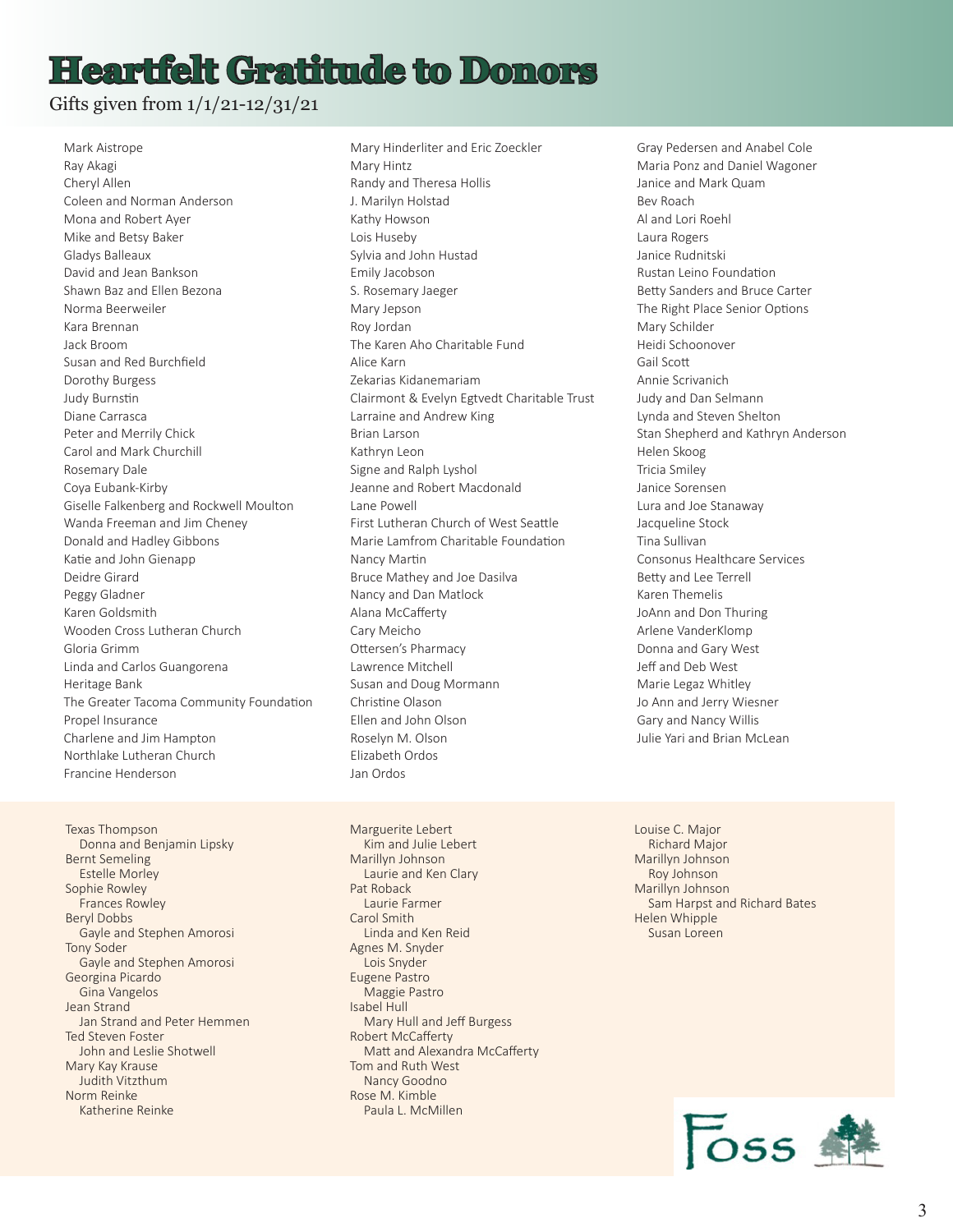# Heartfelt Gratitude to Donors

Gifts given from 1/1/21-12/31/21

Mark Aistrope
Ray Akagi
Cheryl Allen
Coleen and Norman Anderson
Mona and Robert Ayer
Mike and Betsy Baker
Gladys Balleaux
David and Jean Bankson
Shawn Baz and Ellen Bezona
Norma Beerweiler
Kara Brennan
Jack Broom
Susan and Red Burchfield
Dorothy Burgess
Judy Burnstin
Diane Carrasca
Peter and Merrily Chick
Carol and Mark Churchill
Rosemary Dale
Coya Eubank-Kirby
Giselle Falkenberg and Rockwell Moulton
Wanda Freeman and Jim Cheney
Donald and Hadley Gibbons
Katie and John Gienapp
Deidre Girard
Peggy Gladner
Karen Goldsmith
Wooden Cross Lutheran Church
Gloria Grimm
Linda and Carlos Guangorena
Heritage Bank
The Greater Tacoma Community Foundation
Propel Insurance
Charlene and Jim Hampton
Northlake Lutheran Church
Francine Henderson
Mary Hinderliter and Eric Zoeckler
Mary Hintz
Randy and Theresa Hollis
J. Marilyn Holstad
Kathy Howson
Lois Huseby
Sylvia and John Hustad
Emily Jacobson
S. Rosemary Jaeger
Mary Jepson
Roy Jordan
The Karen Aho Charitable Fund
Alice Karn
Zekarias Kidanemariam
Clairmont & Evelyn Egtvedt Charitable Trust
Larraine and Andrew King
Brian Larson
Kathryn Leon
Signe and Ralph Lyshol
Jeanne and Robert Macdonald
Lane Powell
First Lutheran Church of West Seattle
Marie Lamfrom Charitable Foundation
Nancy Martin
Bruce Mathey and Joe Dasilva
Nancy and Dan Matlock
Alana McCafferty
Cary Meicho
Ottersen's Pharmacy
Lawrence Mitchell
Susan and Doug Mormann
Christine Olason
Ellen and John Olson
Roselyn M. Olson
Elizabeth Ordos
Jan Ordos
Gray Pedersen and Anabel Cole
Maria Ponz and Daniel Wagoner
Janice and Mark Quam
Bev Roach
Al and Lori Roehl
Laura Rogers
Janice Rudnitski
Rustan Leino Foundation
Betty Sanders and Bruce Carter
The Right Place Senior Options
Mary Schilder
Heidi Schoonover
Gail Scott
Annie Scrivanich
Judy and Dan Selmann
Lynda and Steven Shelton
Stan Shepherd and Kathryn Anderson
Helen Skoog
Tricia Smiley
Janice Sorensen
Lura and Joe Stanaway
Jacqueline Stock
Tina Sullivan
Consonus Healthcare Services
Betty and Lee Terrell
Karen Themelis
JoAnn and Don Thuring
Arlene VanderKlomp
Donna and Gary West
Jeff and Deb West
Marie Legaz Whitley
Jo Ann and Jerry Wiesner
Gary and Nancy Willis
Julie Yari and Brian McLean

Texas Thompson
- Donna and Benjamin Lipsky

Bernt Semeling
- Estelle Morley

Sophie Rowley
- Frances Rowley

Beryl Dobbs
- Gayle and Stephen Amorosi

Tony Soder
- Gayle and Stephen Amorosi

Georgina Picardo
- Gina Vangelos

Jean Strand
- Jan Strand and Peter Hemmen

Ted Steven Foster
- John and Leslie Shotwell

Mary Kay Krause
- Judith Vitzthum

Norm Reinke
- Katherine Reinke

Marguerite Lebert
- Kim and Julie Lebert

Marillyn Johnson
- Laurie and Ken Clary

Pat Roback
- Laurie Farmer

Carol Smith
- Linda and Ken Reid

Agnes M. Snyder
- Lois Snyder

Eugene Pastro
- Maggie Pastro

Isabel Hull
- Mary Hull and Jeff Burgess

Robert McCafferty
- Matt and Alexandra McCafferty

Tom and Ruth West
- Nancy Goodno

Rose M. Kimble
- Paula L. McMillen

Louise C. Major
- Richard Major

Marillyn Johnson
- Roy Johnson

Marillyn Johnson
- Sam Harpst and Richard Bates

Helen Whipple
- Susan Loreen

Foss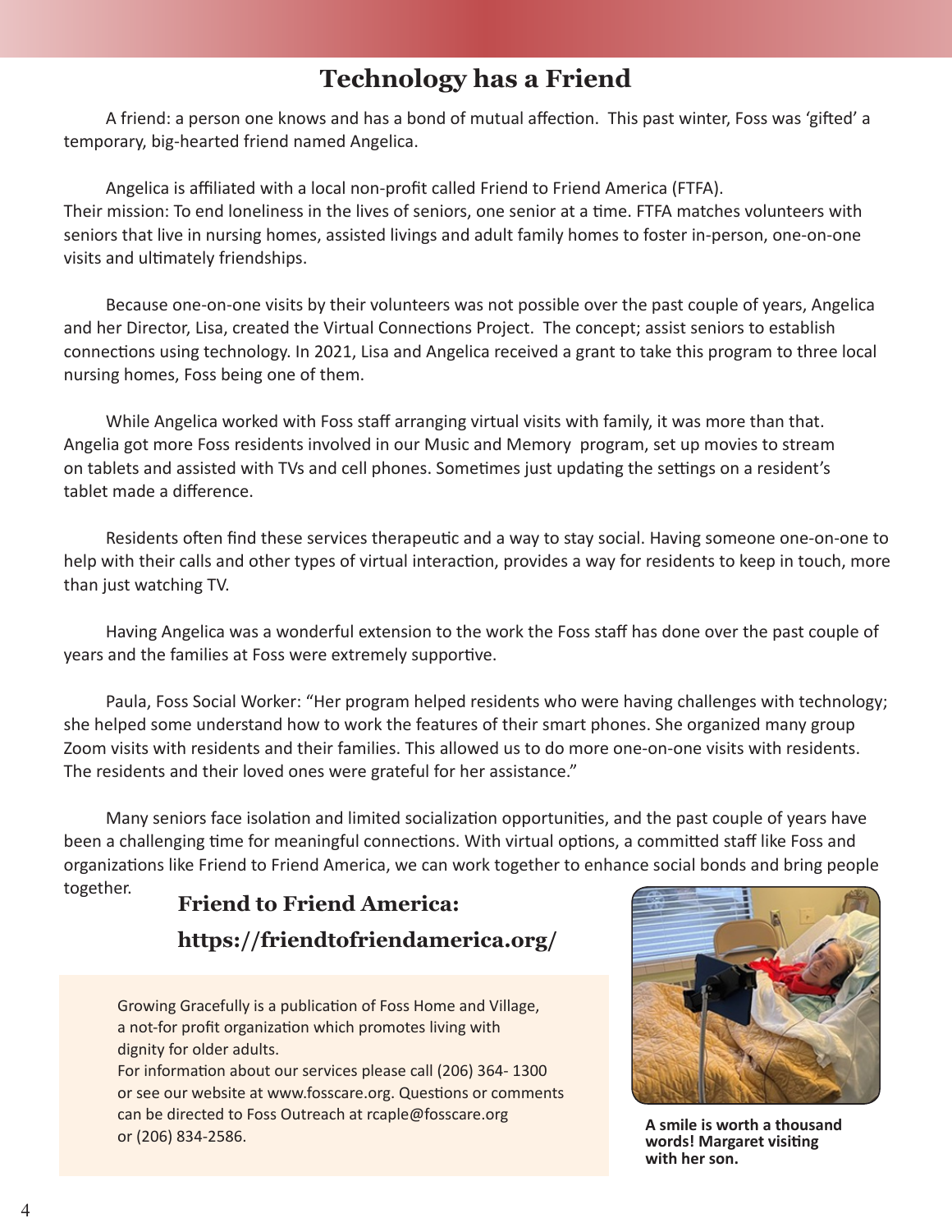# Technology has a Friend

A friend: a person one knows and has a bond of mutual affection. This past winter, Foss was 'gifted' a temporary, big-hearted friend named Angelica.

Angelica is affiliated with a local non-profit called Friend to Friend America (FTFA). Their mission: To end loneliness in the lives of seniors, one senior at a time. FTFA matches volunteers with seniors that live in nursing homes, assisted livings and adult family homes to foster in-person, one-on-one visits and ultimately friendships.

Because one-on-one visits by their volunteers was not possible over the past couple of years, Angelica and her Director, Lisa, created the Virtual Connections Project. The concept; assist seniors to establish connections using technology. In 2021, Lisa and Angelica received a grant to take this program to three local nursing homes, Foss being one of them.

While Angelica worked with Foss staff arranging virtual visits with family, it was more than that. Angelia got more Foss residents involved in our Music and Memory program, set up movies to stream on tablets and assisted with TVs and cell phones. Sometimes just updating the settings on a resident's tablet made a difference.

Residents often find these services therapeutic and a way to stay social. Having someone one-on-one to help with their calls and other types of virtual interaction, provides a way for residents to keep in touch, more than just watching TV.

Having Angelica was a wonderful extension to the work the Foss staff has done over the past couple of years and the families at Foss were extremely supportive.

Paula, Foss Social Worker: "Her program helped residents who were having challenges with technology; she helped some understand how to work the features of their smart phones. She organized many group Zoom visits with residents and their families. This allowed us to do more one-on-one visits with residents. The residents and their loved ones were grateful for her assistance."

Many seniors face isolation and limited socialization opportunities, and the past couple of years have been a challenging time for meaningful connections. With virtual options, a committed staff like Foss and organizations like Friend to Friend America, we can work together to enhance social bonds and bring people together.

**Friend to Friend America:**

**https://friendtofriendamerica.org/**

A smile is worth a thousand words! Margaret visiting with her son.

Growing Gracefully is a publication of Foss Home and Village, a not-for profit organization which promotes living with dignity for older adults.
For information about our services please call (206) 364- 1300 or see our website at www.fosscare.org. Questions or comments can be directed to Foss Outreach at rcaple@fosscare.org or (206) 834-2586.